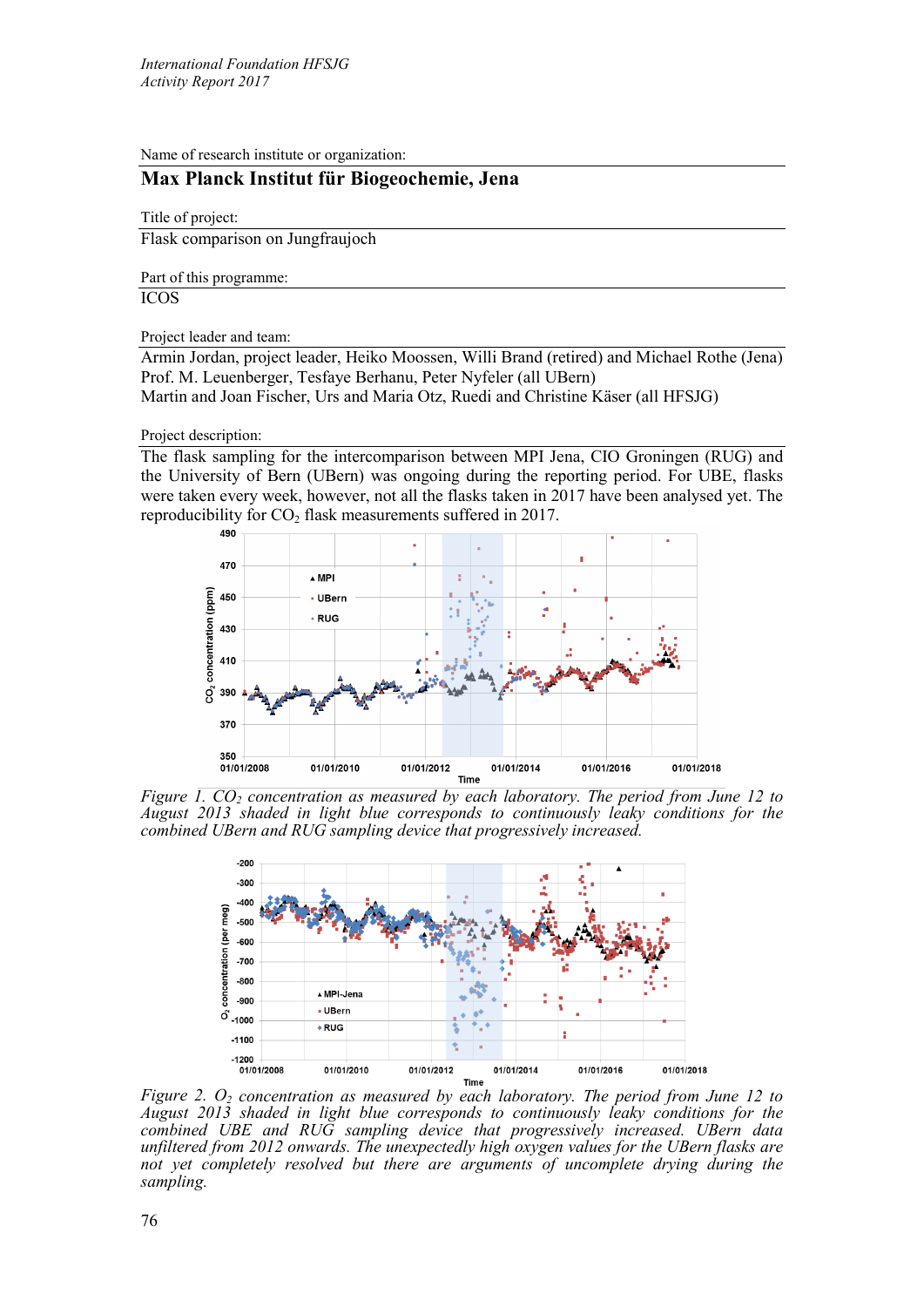Name of research institute or organization:

## Max Planck Institut für Biogeochemie, Jena

Title of project:

Flask comparison on Jungfraujoch

Part of this programme:

ICOS

Project leader and team:

Armin Jordan, project leader, Heiko Moossen, Willi Brand (retired) and Michael Rothe (Jena)
Prof. M. Leuenberger, Tesfaye Berhanu, Peter Nyfeler (all UBern)
Martin and Joan Fischer, Urs and Maria Otz, Ruedi and Christine Käser (all HFSJG)

Project description:

The flask sampling for the intercomparison between MPI Jena, CIO Groningen (RUG) and the University of Bern (UBern) was ongoing during the reporting period. For UBE, flasks were taken every week, however, not all the flasks taken in 2017 have been analysed yet. The reproducibility for $CO_2$ flask measurements suffered in 2017.

*Figure 1. $CO_2$ concentration as measured by each laboratory. The period from June 12 to August 2013 shaded in light blue corresponds to continuously leaky conditions for the combined UBern and RUG sampling device that progressively increased.*

*Figure 2. $O_2$ concentration as measured by each laboratory. The period from June 12 to August 2013 shaded in light blue corresponds to continuously leaky conditions for the combined UBE and RUG sampling device that progressively increased. UBern data unfiltered from 2012 onwards. The unexpectedly high oxygen values for the UBern flasks are not yet completely resolved but there are arguments of uncomplete drying during the sampling.*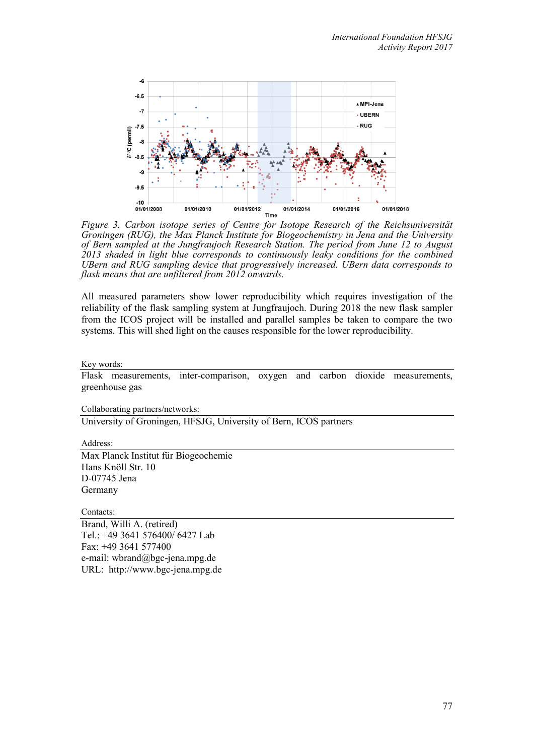-6
-6.5
-7
-7.5
-8
-8.5
-9
-9.5
-10

δ13C (permil)

01/01/2008
01/01/2010
01/01/2012
01/01/2014
01/01/2016
01/01/2018

Time

▲MPI-Jena
▪UBERN
▪RUG

*Figure 3. Carbon isotope series of Centre for Isotope Research of the Reichsuniversität Groningen (RUG), the Max Planck Institute for Biogeochemistry in Jena and the University of Bern sampled at the Jungfraujoch Research Station. The period from June 12 to August 2013 shaded in light blue corresponds to continuously leaky conditions for the combined UBern and RUG sampling device that progressively increased. UBern data corresponds to flask means that are unfiltered from 2012 onwards.*

All measured parameters show lower reproducibility which requires investigation of the reliability of the flask sampling system at Jungfraujoch. During 2018 the new flask sampler from the ICOS project will be installed and parallel samples be taken to compare the two systems. This will shed light on the causes responsible for the lower reproducibility.

Key words:

Flask measurements, inter-comparison, oxygen and carbon dioxide measurements, greenhouse gas

Collaborating partners/networks:

University of Groningen, HFSJG, University of Bern, ICOS partners

Address:

Max Planck Institut für Biogeochemie
Hans Knöll Str. 10
D-07745 Jena
Germany

Contacts:

Brand, Willi A. (retired)
Tel.: +49 3641 576400/ 6427 Lab
Fax: +49 3641 577400
e-mail: wbrand@bgc-jena.mpg.de
URL: http://www.bgc-jena.mpg.de